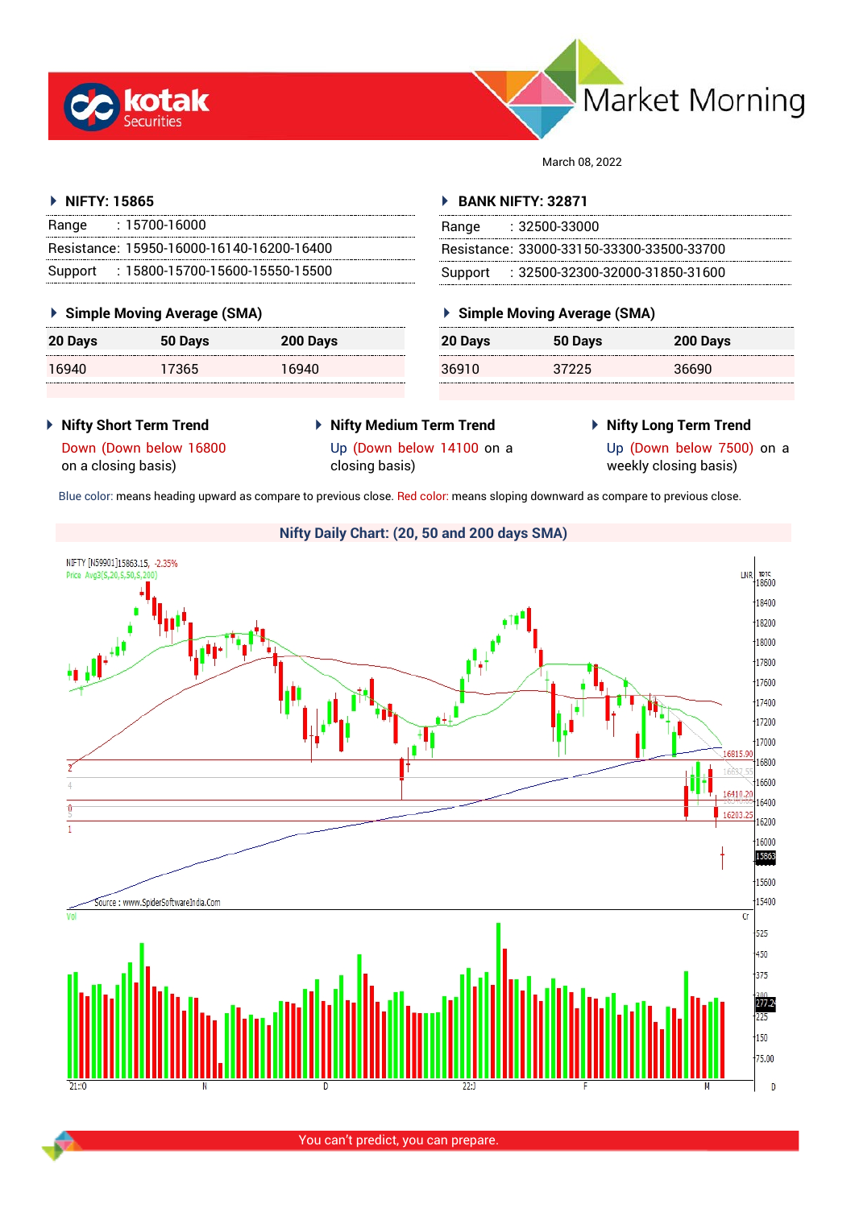# Market Morning

March 08, 2022

## NIFTY: 15865

| | |
|---|---|
| Range | : 15700-16000 |
| Resistance: | 15950-16000-16140-16200-16400 |
| Support | : 15800-15700-15600-15550-15500 |

### Simple Moving Average (SMA)

| 20 Days | 50 Days | 200 Days |
|---|---|---|
| 16940 | 17365 | 16940 |

## BANK NIFTY: 32871

| | |
|---|---|
| Range | : 32500-33000 |
| Resistance: | 33000-33150-33300-33500-33700 |
| Support | : 32500-32300-32000-31850-31600 |

### Simple Moving Average (SMA)

| 20 Days | 50 Days | 200 Days |
|---|---|---|
| 36910 | 37225 | 36690 |

### Nifty Short Term Trend

Down (Down below 16800 on a closing basis)

### Nifty Medium Term Trend

Up (Down below 14100 on a closing basis)

### Nifty Long Term Trend

Up (Down below 7500) on a weekly closing basis)

Blue color: means heading upward as compare to previous close. Red color: means sloping downward as compare to previous close.

### Nifty Daily Chart: (20, 50 and 200 days SMA)

You can't predict, you can prepare.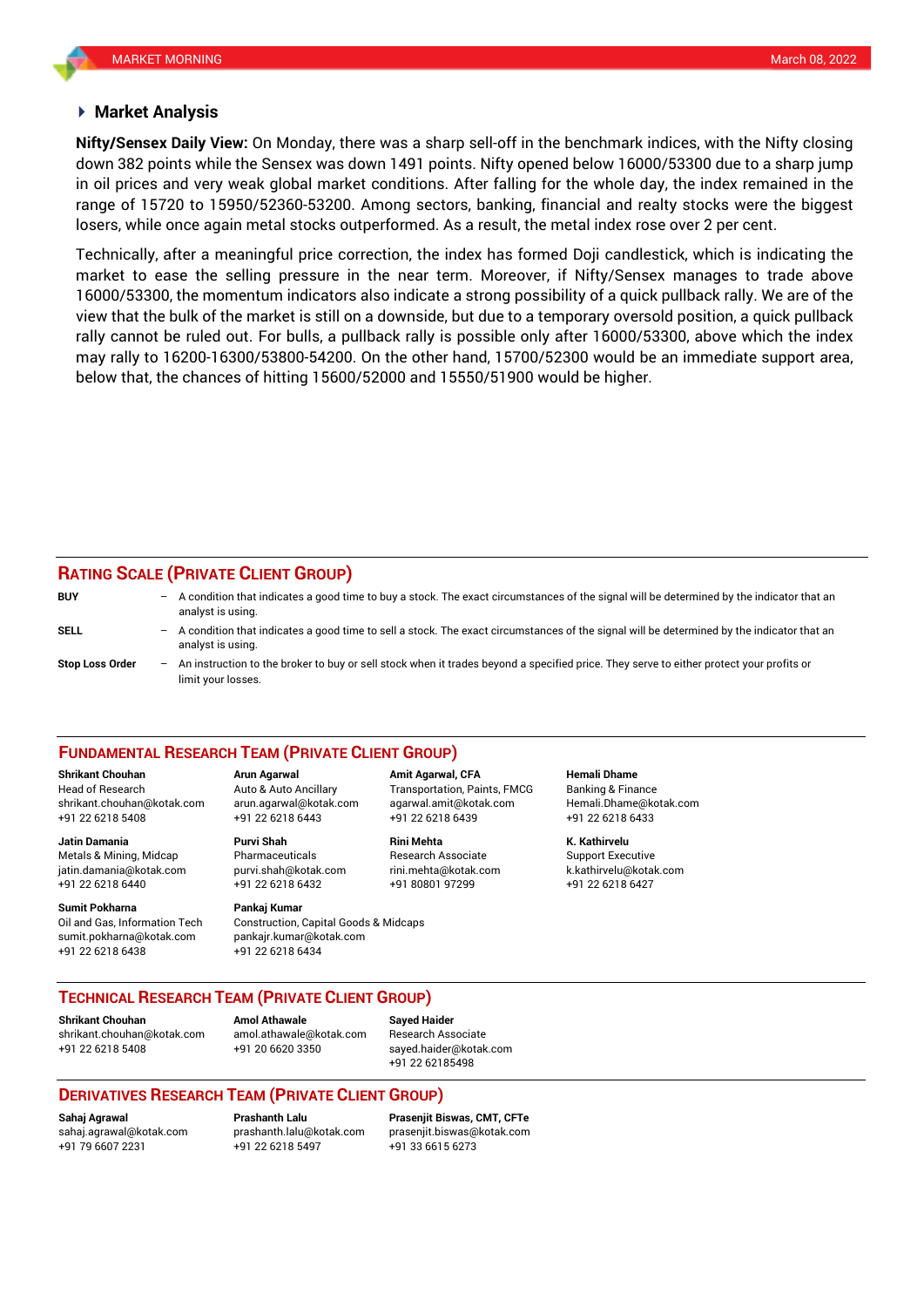## Market Analysis

**Nifty/Sensex Daily View:** On Monday, there was a sharp sell-off in the benchmark indices, with the Nifty closing down 382 points while the Sensex was down 1491 points. Nifty opened below 16000/53300 due to a sharp jump in oil prices and very weak global market conditions. After falling for the whole day, the index remained in the range of 15720 to 15950/52360-53200. Among sectors, banking, financial and realty stocks were the biggest losers, while once again metal stocks outperformed. As a result, the metal index rose over 2 per cent.

Technically, after a meaningful price correction, the index has formed Doji candlestick, which is indicating the market to ease the selling pressure in the near term. Moreover, if Nifty/Sensex manages to trade above 16000/53300, the momentum indicators also indicate a strong possibility of a quick pullback rally. We are of the view that the bulk of the market is still on a downside, but due to a temporary oversold position, a quick pullback rally cannot be ruled out. For bulls, a pullback rally is possible only after 16000/53300, above which the index may rally to 16200-16300/53800-54200. On the other hand, 15700/52300 would be an immediate support area, below that, the chances of hitting 15600/52000 and 15550/51900 would be higher.

## Rating Scale (Private Client Group)

**BUY** – A condition that indicates a good time to buy a stock. The exact circumstances of the signal will be determined by the indicator that an analyst is using.

**SELL** – A condition that indicates a good time to sell a stock. The exact circumstances of the signal will be determined by the indicator that an analyst is using.

**Stop Loss Order** – An instruction to the broker to buy or sell stock when it trades beyond a specified price. They serve to either protect your profits or limit your losses.

## Fundamental Research Team (Private Client Group)

**Shrikant Chouhan**
Head of Research
shrikant.chouhan@kotak.com
+91 22 6218 5408

**Arun Agarwal**
Auto & Auto Ancillary
arun.agarwal@kotak.com
+91 22 6218 6443

**Amit Agarwal, CFA**
Transportation, Paints, FMCG
agarwal.amit@kotak.com
+91 22 6218 6439

**Hemali Dhame**
Banking & Finance
Hemali.Dhame@kotak.com
+91 22 6218 6433

**Jatin Damania**
Metals & Mining, Midcap
jatin.damania@kotak.com
+91 22 6218 6440

**Purvi Shah**
Pharmaceuticals
purvi.shah@kotak.com
+91 22 6218 6432

**Rini Mehta**
Research Associate
rini.mehta@kotak.com
+91 80801 97299

**K. Kathirvelu**
Support Executive
k.kathirvelu@kotak.com
+91 22 6218 6427

**Sumit Pokharna**
Oil and Gas, Information Tech
sumit.pokharna@kotak.com
+91 22 6218 6438

**Pankaj Kumar**
Construction, Capital Goods & Midcaps
pankajr.kumar@kotak.com
+91 22 6218 6434

## Technical Research Team (Private Client Group)

**Shrikant Chouhan**
shrikant.chouhan@kotak.com
+91 22 6218 5408

**Amol Athawale**
amol.athawale@kotak.com
+91 20 6620 3350

**Sayed Haider**
Research Associate
sayed.haider@kotak.com
+91 22 62185498

## Derivatives Research Team (Private Client Group)

**Sahaj Agrawal**
sahaj.agrawal@kotak.com
+91 79 6607 2231

**Prashanth Lalu**
prashanth.lalu@kotak.com
+91 22 6218 5497

**Prasenjit Biswas, CMT, CFTe**
prasenjit.biswas@kotak.com
+91 33 6615 6273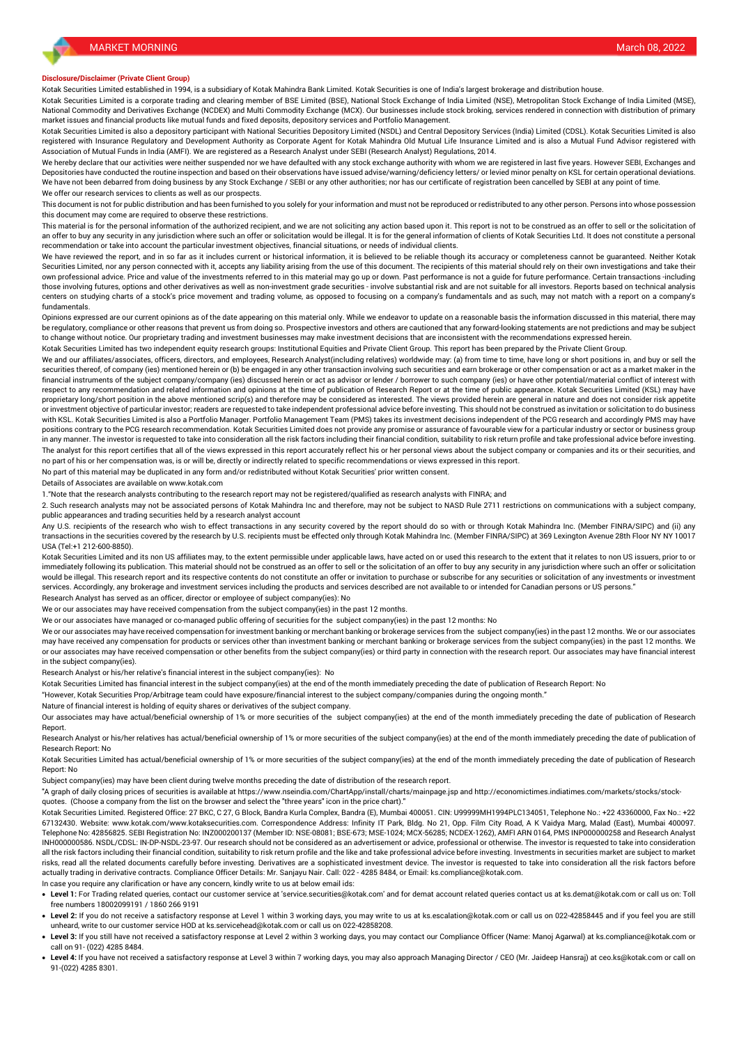**Disclosure/Disclaimer (Private Client Group)**

Kotak Securities Limited established in 1994, is a subsidiary of Kotak Mahindra Bank Limited. Kotak Securities is one of India's largest brokerage and distribution house.

Kotak Securities Limited is a corporate trading and clearing member of BSE Limited (BSE), National Stock Exchange of India Limited (NSE), Metropolitan Stock Exchange of India Limited (MSE), National Commodity and Derivatives Exchange (NCDEX) and Multi Commodity Exchange (MCX). Our businesses include stock broking, services rendered in connection with distribution of primary market issues and financial products like mutual funds and fixed deposits, depository services and Portfolio Management.

Kotak Securities Limited is also a depository participant with National Securities Depository Limited (NSDL) and Central Depository Services (India) Limited (CDSL). Kotak Securities Limited is also registered with Insurance Regulatory and Development Authority as Corporate Agent for Kotak Mahindra Old Mutual Life Insurance Limited and is also a Mutual Fund Advisor registered with Association of Mutual Funds in India (AMFI). We are registered as a Research Analyst under SEBI (Research Analyst) Regulations, 2014.

We hereby declare that our activities were neither suspended nor we have defaulted with any stock exchange authority with whom we are registered in last five years. However SEBI, Exchanges and Depositories have conducted the routine inspection and based on their observations have issued advise/warning/deficiency letters/ or levied minor penalty on KSL for certain operational deviations. We have not been debarred from doing business by any Stock Exchange / SEBI or any other authorities; nor has our certificate of registration been cancelled by SEBI at any point of time.

We offer our research services to clients as well as our prospects.

This document is not for public distribution and has been furnished to you solely for your information and must not be reproduced or redistributed to any other person. Persons into whose possession this document may come are required to observe these restrictions.

This material is for the personal information of the authorized recipient, and we are not soliciting any action based upon it. This report is not to be construed as an offer to sell or the solicitation of an offer to buy any security in any jurisdiction where such an offer or solicitation would be illegal. It is for the general information of clients of Kotak Securities Ltd. It does not constitute a personal recommendation or take into account the particular investment objectives, financial situations, or needs of individual clients.

We have reviewed the report, and in so far as it includes current or historical information, it is believed to be reliable though its accuracy or completeness cannot be guaranteed. Neither Kotak Securities Limited, nor any person connected with it, accepts any liability arising from the use of this document. The recipients of this material should rely on their own investigations and take their own professional advice. Price and value of the investments referred to in this material may go up or down. Past performance is not a guide for future performance. Certain transactions -including those involving futures, options and other derivatives as well as non-investment grade securities - involve substantial risk and are not suitable for all investors. Reports based on technical analysis centers on studying charts of a stock's price movement and trading volume, as opposed to focusing on a company's fundamentals and as such, may not match with a report on a company's fundamentals.

Opinions expressed are our current opinions as of the date appearing on this material only. While we endeavor to update on a reasonable basis the information discussed in this material, there may be regulatory, compliance or other reasons that prevent us from doing so. Prospective investors and others are cautioned that any forward-looking statements are not predictions and may be subject to change without notice. Our proprietary trading and investment businesses may make investment decisions that are inconsistent with the recommendations expressed herein.

Kotak Securities Limited has two independent equity research groups: Institutional Equities and Private Client Group. This report has been prepared by the Private Client Group.

We and our affiliates/associates, officers, directors, and employees, Research Analyst(including relatives) worldwide may: (a) from time to time, have long or short positions in, and buy or sell the securities thereof, of company (ies) mentioned herein or (b) be engaged in any other transaction involving such securities and earn brokerage or other compensation or act as a market maker in the financial instruments of the subject company/company (ies) discussed herein or act as advisor or lender / borrower to such company (ies) or have other potential/material conflict of interest with respect to any recommendation and related information and opinions at the time of publication of Research Report or at the time of public appearance. Kotak Securities Limited (KSL) may have proprietary long/short position in the above mentioned scrip(s) and therefore may be considered as interested. The views provided herein are general in nature and does not consider risk appetite or investment objective of particular investor; readers are requested to take independent professional advice before investing. This should not be construed as invitation or solicitation to do business with KSL. Kotak Securities Limited is also a Portfolio Manager. Portfolio Management Team (PMS) takes its investment decisions independent of the PCG research and accordingly PMS may have positions contrary to the PCG research recommendation. Kotak Securities Limited does not provide any promise or assurance of favourable view for a particular industry or sector or business group in any manner. The investor is requested to take into consideration all the risk factors including their financial condition, suitability to risk return profile and take professional advice before investing.

The analyst for this report certifies that all of the views expressed in this report accurately reflect his or her personal views about the subject company or companies and its or their securities, and no part of his or her compensation was, is or will be, directly or indirectly related to specific recommendations or views expressed in this report.

No part of this material may be duplicated in any form and/or redistributed without Kotak Securities' prior written consent.

Details of Associates are available on www.kotak.com

1."Note that the research analysts contributing to the research report may not be registered/qualified as research analysts with FINRA; and

2. Such research analysts may not be associated persons of Kotak Mahindra Inc and therefore, may not be subject to NASD Rule 2711 restrictions on communications with a subject company, public appearances and trading securities held by a research analyst account

Any U.S. recipients of the research who wish to effect transactions in any security covered by the report should do so with or through Kotak Mahindra Inc. (Member FINRA/SIPC) and (ii) any transactions in the securities covered by the research by U.S. recipients must be effected only through Kotak Mahindra Inc. (Member FINRA/SIPC) at 369 Lexington Avenue 28th Floor NY NY 10017 USA (Tel:+1 212-600-8850).

Kotak Securities Limited and its non US affiliates may, to the extent permissible under applicable laws, have acted on or used this research to the extent that it relates to non US issuers, prior to or immediately following its publication. This material should not be construed as an offer to sell or the solicitation of an offer to buy any security in any jurisdiction where such an offer or solicitation would be illegal. This research report and its respective contents do not constitute an offer or invitation to purchase or subscribe for any securities or solicitation of any investments or investment services. Accordingly, any brokerage and investment services including the products and services described are not available to or intended for Canadian persons or US persons."

Research Analyst has served as an officer, director or employee of subject company(ies): No

We or our associates may have received compensation from the subject company(ies) in the past 12 months.

We or our associates have managed or co-managed public offering of securities for the subject company(ies) in the past 12 months: No

We or our associates may have received compensation for investment banking or merchant banking or brokerage services from the subject company(ies) in the past 12 months. We or our associates may have received any compensation for products or services other than investment banking or merchant banking or brokerage services from the subject company(ies) in the past 12 months. We or our associates may have received compensation or other benefits from the subject company(ies) or third party in connection with the research report. Our associates may have financial interest in the subject company(ies).

Research Analyst or his/her relative's financial interest in the subject company(ies): No

Kotak Securities Limited has financial interest in the subject company(ies) at the end of the month immediately preceding the date of publication of Research Report: No

"However, Kotak Securities Prop/Arbitrage team could have exposure/financial interest to the subject company/companies during the ongoing month."

Nature of financial interest is holding of equity shares or derivatives of the subject company.

Our associates may have actual/beneficial ownership of 1% or more securities of the subject company(ies) at the end of the month immediately preceding the date of publication of Research Report.

Research Analyst or his/her relatives has actual/beneficial ownership of 1% or more securities of the subject company(ies) at the end of the month immediately preceding the date of publication of Research Report: No

Kotak Securities Limited has actual/beneficial ownership of 1% or more securities of the subject company(ies) at the end of the month immediately preceding the date of publication of Research Report: No

Subject company(ies) may have been client during twelve months preceding the date of distribution of the research report.

"A graph of daily closing prices of securities is available at https://www.nseindia.com/ChartApp/install/charts/mainpage.jsp and http://economictimes.indiatimes.com/markets/stocks/stock-quotes. (Choose a company from the list on the browser and select the "three years" icon in the price chart)."

Kotak Securities Limited. Registered Office: 27 BKC, C 27, G Block, Bandra Kurla Complex, Bandra (E), Mumbai 400051. CIN: U99999MH1994PLC134051, Telephone No.: +22 43360000, Fax No.: +22 67132430. Website: www.kotak.com/www.kotaksecurities.com. Correspondence Address: Infinity IT Park, Bldg. No 21, Opp. Film City Road, A K Vaidya Marg, Malad (East), Mumbai 400097. Telephone No: 42856825. SEBI Registration No: INZ000200137 (Member ID: NSE-08081; BSE-673; MSE-1024; MCX-56285; NCDEX-1262), AMFI ARN 0164, PMS INP000000258 and Research Analyst INH000000586. NSDL/CDSL: IN-DP-NSDL-23-97. Our research should not be considered as an advertisement or advice, professional or otherwise. The investor is requested to take into consideration all the risk factors including their financial condition, suitability to risk return profile and the like and take professional advice before investing. Investments in securities market are subject to market risks, read all the related documents carefully before investing. Derivatives are a sophisticated investment device. The investor is requested to take into consideration all the risk factors before actually trading in derivative contracts. Compliance Officer Details: Mr. Sanjayu Nair. Call: 022 - 4285 8484, or Email: ks.compliance@kotak.com.

In case you require any clarification or have any concern, kindly write to us at below email ids:

- **Level 1:** For Trading related queries, contact our customer service at 'service.securities@kotak.com' and for demat account related queries contact us at ks.demat@kotak.com or call us on: Toll free numbers 18002099191 / 1860 266 9191
- **Level 2:** If you do not receive a satisfactory response at Level 1 within 3 working days, you may write to us at ks.escalation@kotak.com or call us on 022-42858445 and if you feel you are still unheard, write to our customer service HOD at ks.servicehead@kotak.com or call us on 022-42858208.
- **Level 3:** If you still have not received a satisfactory response at Level 2 within 3 working days, you may contact our Compliance Officer (Name: Manoj Agarwal) at ks.compliance@kotak.com or call on 91- (022) 4285 8484.
- **Level 4:** If you have not received a satisfactory response at Level 3 within 7 working days, you may also approach Managing Director / CEO (Mr. Jaideep Hansraj) at ceo.ks@kotak.com or call on 91-(022) 4285 8301.